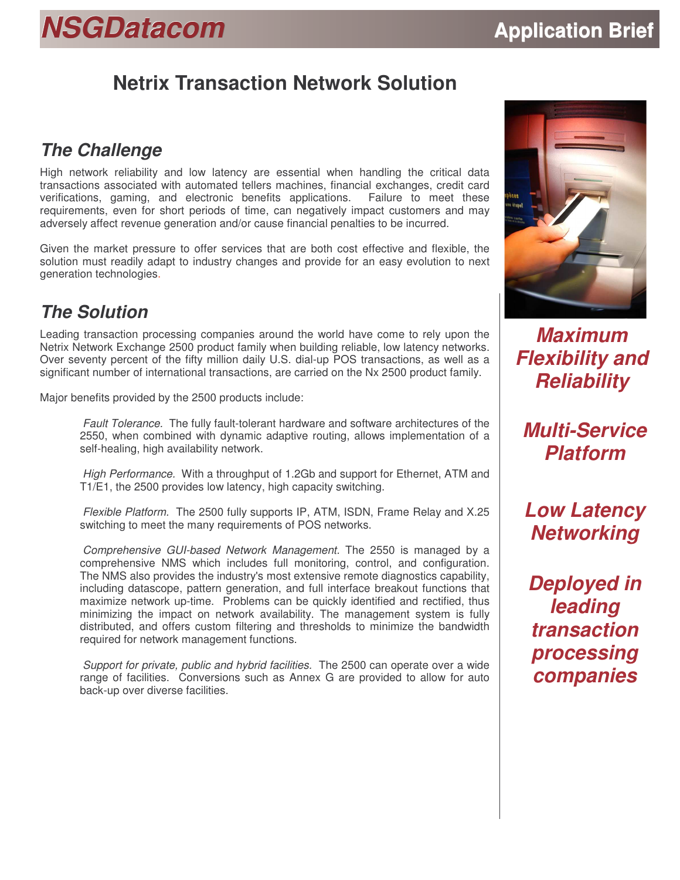NSGDatacom

Application Brief

# Netrix Transaction Network Solution

## The Challenge

High network reliability and low latency are essential when handling the critical data transactions associated with automated tellers machines, financial exchanges, credit card verifications, gaming, and electronic benefits applications. Failure to meet these requirements, even for short periods of time, can negatively impact customers and may adversely affect revenue generation and/or cause financial penalties to be incurred.

Given the market pressure to offer services that are both cost effective and flexible, the solution must readily adapt to industry changes and provide for an easy evolution to next generation technologies.

## The Solution

Leading transaction processing companies around the world have come to rely upon the Netrix Network Exchange 2500 product family when building reliable, low latency networks. Over seventy percent of the fifty million daily U.S. dial-up POS transactions, as well as a significant number of international transactions, are carried on the Nx 2500 product family.

Major benefits provided by the 2500 products include:

*Fault Tolerance.* The fully fault-tolerant hardware and software architectures of the 2550, when combined with dynamic adaptive routing, allows implementation of a self-healing, high availability network.

*High Performance.* With a throughput of 1.2Gb and support for Ethernet, ATM and T1/E1, the 2500 provides low latency, high capacity switching.

*Flexible Platform.* The 2500 fully supports IP, ATM, ISDN, Frame Relay and X.25 switching to meet the many requirements of POS networks.

*Comprehensive GUI-based Network Management.* The 2550 is managed by a comprehensive NMS which includes full monitoring, control, and configuration. The NMS also provides the industry's most extensive remote diagnostics capability, including datascope, pattern generation, and full interface breakout functions that maximize network up-time. Problems can be quickly identified and rectified, thus minimizing the impact on network availability. The management system is fully distributed, and offers custom filtering and thresholds to minimize the bandwidth required for network management functions.

*Support for private, public and hybrid facilities.* The 2500 can operate over a wide range of facilities. Conversions such as Annex G are provided to allow for auto back-up over diverse facilities.

***Maximum Flexibility and Reliability***

***Multi-Service Platform***

***Low Latency Networking***

***Deployed in leading transaction processing companies***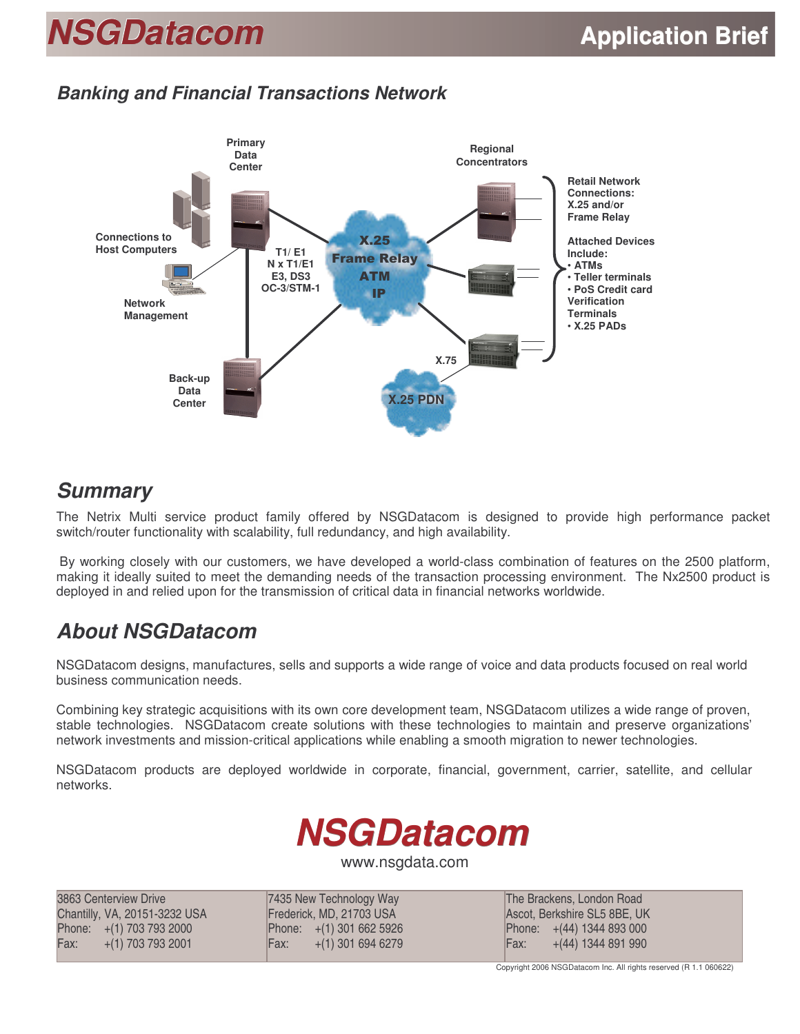# NSGDatacom

**Application Brief**

## *Banking and Financial Transactions Network*

Primary Data Center

Regional Concentrators

Retail Network Connections: X.25 and/or Frame Relay

Connections to Host Computers

T1/ E1
N x T1/E1
E3, DS3
OC-3/STM-1

X.25
Frame Relay
ATM
IP

Attached Devices Include:
• ATMs
• Teller terminals
• PoS Credit card Verification Terminals
• X.25 PADs

Network Management

X.75

Back-up Data Center

X.25 PDN

## *Summary*

The Netrix Multi service product family offered by NSGDatacom is designed to provide high performance packet switch/router functionality with scalability, full redundancy, and high availability.

By working closely with our customers, we have developed a world-class combination of features on the 2500 platform, making it ideally suited to meet the demanding needs of the transaction processing environment. The Nx2500 product is deployed in and relied upon for the transmission of critical data in financial networks worldwide.

## *About NSGDatacom*

NSGDatacom designs, manufactures, sells and supports a wide range of voice and data products focused on real world business communication needs.

Combining key strategic acquisitions with its own core development team, NSGDatacom utilizes a wide range of proven, stable technologies. NSGDatacom create solutions with these technologies to maintain and preserve organizations' network investments and mission-critical applications while enabling a smooth migration to newer technologies.

NSGDatacom products are deployed worldwide in corporate, financial, government, carrier, satellite, and cellular networks.

**NSGDatacom**

www.nsgdata.com

| | | |
|---|---|---|
| 3863 Centerview Drive<br>Chantilly, VA, 20151-3232 USA<br>Phone: +(1) 703 793 2000<br>Fax: +(1) 703 793 2001 | 7435 New Technology Way<br>Frederick, MD, 21703 USA<br>Phone: +(1) 301 662 5926<br>Fax: +(1) 301 694 6279 | The Brackens, London Road<br>Ascot, Berkshire SL5 8BE, UK<br>Phone: +(44) 1344 893 000<br>Fax: +(44) 1344 891 990 |

Copyright 2006 NSGDatacom Inc. All rights reserved (R 1.1 060622)